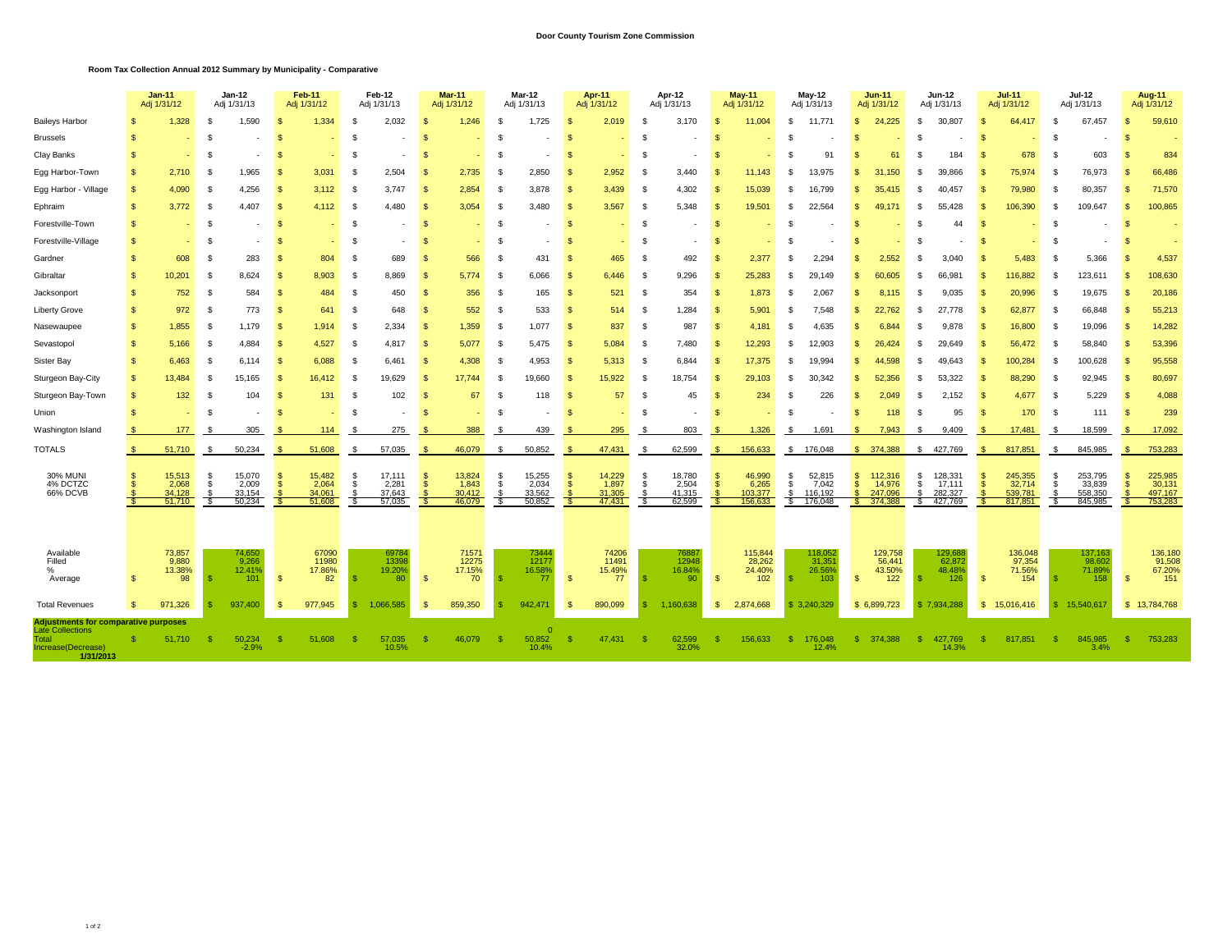**Door County Tourism Zone Commission**

**Room Tax Collection Annual 2012 Summary by Municipality - Comparative**

| | Jan-11 Adj 1/31/12 | Jan-12 Adj 1/31/13 | Feb-11 Adj 1/31/12 | Feb-12 Adj 1/31/13 | Mar-11 Adj 1/31/12 | Mar-12 Adj 1/31/13 | Apr-11 Adj 1/31/12 | Apr-12 Adj 1/31/13 | May-11 Adj 1/31/12 | May-12 Adj 1/31/13 | Jun-11 Adj 1/31/12 | Jun-12 Adj 1/31/13 | Jul-11 Adj 1/31/12 | Jul-12 Adj 1/31/13 | Aug-11 Adj 1/31/12 |
|---|---|---|---|---|---|---|---|---|---|---|---|---|---|---|---|
| Baileys Harbor | $ 1,328 | $ 1,590 | $ 1,334 | $ 2,032 | $ 1,246 | $ 1,725 | $ 2,019 | $ 3,170 | $ 11,004 | $ 11,771 | $ 24,225 | $ 30,807 | $ 64,417 | $ 67,457 | $ 59,610 |
| Brussels | $ - | $ - | $ - | $ - | $ - | $ - | $ - | $ - | $ - | $ - | $ - | $ - | $ - | $ - | $ - |
| Clay Banks | $ - | $ - | $ - | $ - | $ - | $ - | $ - | $ - | $ - | $ 91 | $ 61 | $ 184 | $ 678 | $ 603 | $ 834 |
| Egg Harbor-Town | $ 2,710 | $ 1,965 | $ 3,031 | $ 2,504 | $ 2,735 | $ 2,850 | $ 2,952 | $ 3,440 | $ 11,143 | $ 13,975 | $ 31,150 | $ 39,866 | $ 75,974 | $ 76,973 | $ 66,486 |
| Egg Harbor - Village | $ 4,090 | $ 4,256 | $ 3,112 | $ 3,747 | $ 2,854 | $ 3,878 | $ 3,439 | $ 4,302 | $ 15,039 | $ 16,799 | $ 35,415 | $ 40,457 | $ 79,980 | $ 80,357 | $ 71,570 |
| Ephraim | $ 3,772 | $ 4,407 | $ 4,112 | $ 4,480 | $ 3,054 | $ 3,480 | $ 3,567 | $ 5,348 | $ 19,501 | $ 22,564 | $ 49,171 | $ 55,428 | $ 106,390 | $ 109,647 | $ 100,865 |
| Forestville-Town | $ - | $ - | $ - | $ - | $ - | $ - | $ - | $ - | $ - | $ - | $ - | $ 44 | $ - | $ - | $ - |
| Forestville-Village | $ - | $ - | $ - | $ - | $ - | $ - | $ - | $ - | $ - | $ - | $ - | $ - | $ - | $ - | $ - |
| Gardner | $ 608 | $ 283 | $ 804 | $ 689 | $ 566 | $ 431 | $ 465 | $ 492 | $ 2,377 | $ 2,294 | $ 2,552 | $ 3,040 | $ 5,483 | $ 5,366 | $ 4,537 |
| Gibraltar | $ 10,201 | $ 8,624 | $ 8,903 | $ 8,869 | $ 5,774 | $ 6,066 | $ 6,446 | $ 9,296 | $ 25,283 | $ 29,149 | $ 60,605 | $ 66,981 | $ 116,882 | $ 123,611 | $ 108,630 |
| Jacksonport | $ 752 | $ 584 | $ 484 | $ 450 | $ 356 | $ 165 | $ 521 | $ 354 | $ 1,873 | $ 2,067 | $ 8,115 | $ 9,035 | $ 20,996 | $ 19,675 | $ 20,186 |
| Liberty Grove | $ 972 | $ 773 | $ 641 | $ 648 | $ 552 | $ 533 | $ 514 | $ 1,284 | $ 5,901 | $ 7,548 | $ 22,762 | $ 27,778 | $ 62,877 | $ 66,848 | $ 55,213 |
| Nasewaupee | $ 1,855 | $ 1,179 | $ 1,914 | $ 2,334 | $ 1,359 | $ 1,077 | $ 837 | $ 987 | $ 4,181 | $ 4,635 | $ 6,844 | $ 9,878 | $ 16,800 | $ 19,096 | $ 14,282 |
| Sevastopol | $ 5,166 | $ 4,884 | $ 4,527 | $ 4,817 | $ 5,077 | $ 5,475 | $ 5,084 | $ 7,480 | $ 12,293 | $ 12,903 | $ 26,424 | $ 29,649 | $ 56,472 | $ 58,840 | $ 53,396 |
| Sister Bay | $ 6,463 | $ 6,114 | $ 6,088 | $ 6,461 | $ 4,308 | $ 4,953 | $ 5,313 | $ 6,844 | $ 17,375 | $ 19,994 | $ 44,598 | $ 49,643 | $ 100,284 | $ 100,628 | $ 95,558 |
| Sturgeon Bay-City | $ 13,484 | $ 15,165 | $ 16,412 | $ 19,629 | $ 17,744 | $ 19,660 | $ 15,922 | $ 18,754 | $ 29,103 | $ 30,342 | $ 52,356 | $ 53,322 | $ 88,290 | $ 92,945 | $ 80,697 |
| Sturgeon Bay-Town | $ 132 | $ 104 | $ 131 | $ 102 | $ 67 | $ 118 | $ 57 | $ 45 | $ 234 | $ 226 | $ 2,049 | $ 2,152 | $ 4,677 | $ 5,229 | $ 4,088 |
| Union | $ - | $ - | $ - | $ - | $ - | $ - | $ - | $ - | $ - | $ - | $ 118 | $ 95 | $ 170 | $ 111 | $ 239 |
| Washington Island | $ 177 | $ 305 | $ 114 | $ 275 | $ 388 | $ 439 | $ 295 | $ 803 | $ 1,326 | $ 1,691 | $ 7,943 | $ 9,409 | $ 17,481 | $ 18,599 | $ 17,092 |
| TOTALS | $ 51,710 | $ 50,234 | $ 51,608 | $ 57,035 | $ 46,079 | $ 50,852 | $ 47,431 | $ 62,599 | $ 156,633 | $ 176,048 | $ 374,388 | $ 427,769 | $ 817,851 | $ 845,985 | $ 753,283 |
| 30% MUNI | $ 15,513 | $ 15,070 | $ 15,482 | $ 17,111 | $ 13,824 | $ 15,255 | $ 14,229 | $ 18,780 | $ 46,990 | $ 52,815 | $ 112,316 | $ 128,331 | $ 245,355 | $ 253,795 | $ 225,985 |
| 4% DCTZC | $ 2,068 | $ 2,009 | $ 2,064 | $ 2,281 | $ 1,843 | $ 2,034 | $ 1,897 | $ 2,504 | $ 6,265 | $ 7,042 | $ 14,976 | $ 17,111 | $ 32,714 | $ 33,839 | $ 30,131 |
| 66% DCVB | $ 34,128 | $ 33,154 | $ 34,061 | $ 37,643 | $ 30,412 | $ 33,562 | $ 31,305 | $ 41,315 | $ 103,377 | $ 116,192 | $ 247,096 | $ 282,327 | $ 539,781 | $ 558,350 | $ 497,167 |
| | $ 51,710 | $ 50,234 | $ 51,608 | $ 57,035 | $ 46,079 | $ 50,852 | $ 47,431 | $ 62,599 | $ 156,633 | $ 176,048 | $ 374,388 | $ 427,769 | $ 817,851 | $ 845,985 | $ 753,283 |
| Available | 73,857 | 74,650 | 67090 | 69784 | 71571 | 73444 | 74206 | 76887 | 115,844 | 118,052 | 129,758 | 129,688 | 136,048 | 137,163 | 136,180 |
| Filled | 9,880 | 9,266 | 11980 | 13398 | 12275 | 12177 | 11491 | 12948 | 28,262 | 31,351 | 56,441 | 62,872 | 97,354 | 98,602 | 91,508 |
| % | 13.38% | 12.41% | 17.86% | 19.20% | 17.15% | 16.58% | 15.49% | 16.84% | 24.40% | 26.56% | 43.50% | 48.48% | 71.56% | 71.89% | 67.20% |
| Average | $ 98 | $ 101 | $ 82 | $ 80 | $ 70 | $ 77 | $ 77 | $ 90 | $ 102 | $ 103 | $ 122 | $ 126 | $ 154 | $ 158 | $ 151 |
| Total Revenues | $ 971,326 | $ 937,400 | $ 977,945 | $ 1,066,585 | $ 859,350 | $ 942,471 | $ 890,099 | $ 1,160,638 | $ 2,874,668 | $ 3,240,329 | $ 6,899,723 | $ 7,934,288 | $ 15,016,416 | $ 15,540,617 | $ 13,784,768 |
| **Adjustments for comparative purposes** | | | | | | | | | | | | | | | |
| Late Collections | | | | | | 0 | | | | | | | | | |
| Total | $ 51,710 | $ 50,234 | $ 51,608 | $ 57,035 | $ 46,079 | $ 50,852 | $ 47,431 | $ 62,599 | $ 156,633 | $ 176,048 | $ 374,388 | $ 427,769 | $ 817,851 | $ 845,985 | $ 753,283 |
| Increase(Decrease) **1/31/2013** | | -2.9% | | 10.5% | | 10.4% | | 32.0% | | 12.4% | | 14.3% | | 3.4% | |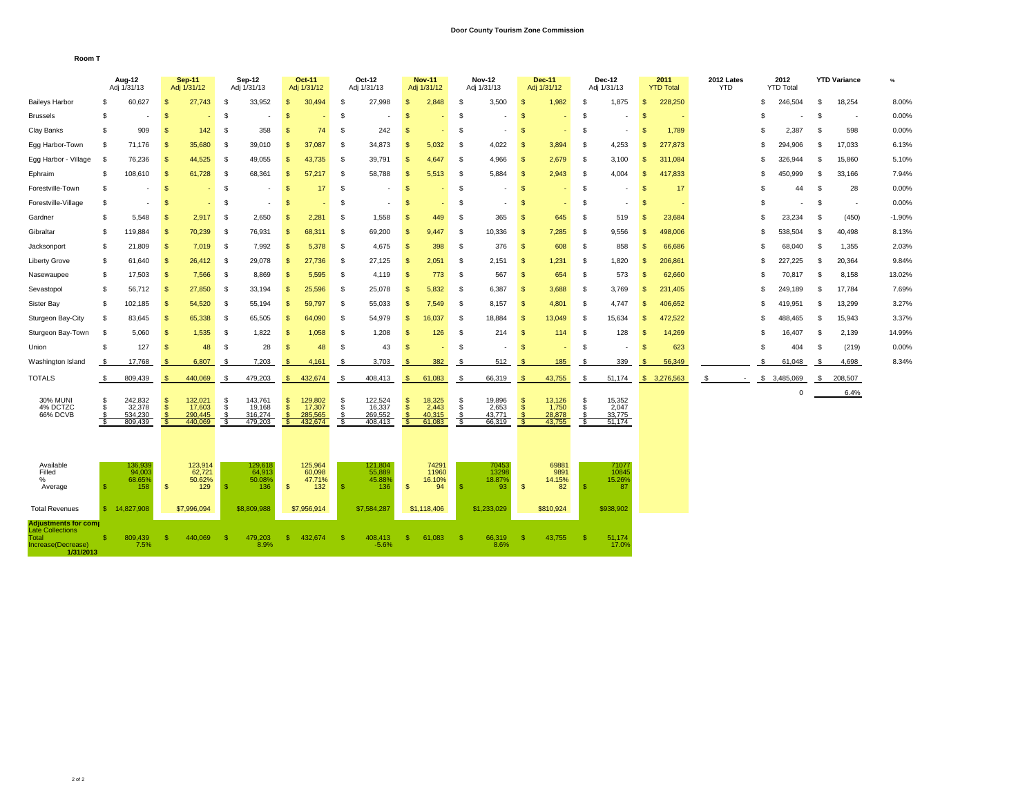## Door County Tourism Zone Commission

**Room T**

| | Aug-12 Adj 1/31/13 | Sep-11 Adj 1/31/12 | Sep-12 Adj 1/31/13 | Oct-11 Adj 1/31/12 | Oct-12 Adj 1/31/13 | Nov-11 Adj 1/31/12 | Nov-12 Adj 1/31/13 | Dec-11 Adj 1/31/12 | Dec-12 Adj 1/31/13 | 2011 YTD Total | 2012 Lates YTD | 2012 YTD Total | YTD Variance | % |
|---|---|---|---|---|---|---|---|---|---|---|---|---|---|---|
| Baileys Harbor | $ 60,627 | $ 27,743 | $ 33,952 | $ 30,494 | $ 27,998 | $ 2,848 | $ 3,500 | $ 1,982 | $ 1,875 | $ 228,250 | | $ 246,504 | $ 18,254 | 8.00% |
| Brussels | $ - | $ - | $ - | $ - | $ - | $ - | $ - | $ - | $ - | $ - | | $ - | $ - | 0.00% |
| Clay Banks | $ 909 | $ 142 | $ 358 | $ 74 | $ 242 | $ - | $ - | $ - | $ - | $ 1,789 | | $ 2,387 | $ 598 | 0.00% |
| Egg Harbor-Town | $ 71,176 | $ 35,680 | $ 39,010 | $ 37,087 | $ 34,873 | $ 5,032 | $ 4,022 | $ 3,894 | $ 4,253 | $ 277,873 | | $ 294,906 | $ 17,033 | 6.13% |
| Egg Harbor - Village | $ 76,236 | $ 44,525 | $ 49,055 | $ 43,735 | $ 39,791 | $ 4,647 | $ 4,966 | $ 2,679 | $ 3,100 | $ 311,084 | | $ 326,944 | $ 15,860 | 5.10% |
| Ephraim | $ 108,610 | $ 61,728 | $ 68,361 | $ 57,217 | $ 58,788 | $ 5,513 | $ 5,884 | $ 2,943 | $ 4,004 | $ 417,833 | | $ 450,999 | $ 33,166 | 7.94% |
| Forestville-Town | $ - | $ - | $ - | $ 17 | $ - | $ - | $ - | $ - | $ - | $ 17 | | $ 44 | $ 28 | 0.00% |
| Forestville-Village | $ - | $ - | $ - | $ - | $ - | $ - | $ - | $ - | $ - | $ - | | $ - | $ - | 0.00% |
| Gardner | $ 5,548 | $ 2,917 | $ 2,650 | $ 2,281 | $ 1,558 | $ 449 | $ 365 | $ 645 | $ 519 | $ 23,684 | | $ 23,234 | $ (450) | -1.90% |
| Gibraltar | $ 119,884 | $ 70,239 | $ 76,931 | $ 68,311 | $ 69,200 | $ 9,447 | $ 10,336 | $ 7,285 | $ 9,556 | $ 498,006 | | $ 538,504 | $ 40,498 | 8.13% |
| Jacksonport | $ 21,809 | $ 7,019 | $ 7,992 | $ 5,378 | $ 4,675 | $ 398 | $ 376 | $ 608 | $ 858 | $ 66,686 | | $ 68,040 | $ 1,355 | 2.03% |
| Liberty Grove | $ 61,640 | $ 26,412 | $ 29,078 | $ 27,736 | $ 27,125 | $ 2,051 | $ 2,151 | $ 1,231 | $ 1,820 | $ 206,861 | | $ 227,225 | $ 20,364 | 9.84% |
| Nasewaupee | $ 17,503 | $ 7,566 | $ 8,869 | $ 5,595 | $ 4,119 | $ 773 | $ 567 | $ 654 | $ 573 | $ 62,660 | | $ 70,817 | $ 8,158 | 13.02% |
| Sevastopol | $ 56,712 | $ 27,850 | $ 33,194 | $ 25,596 | $ 25,078 | $ 5,832 | $ 6,387 | $ 3,688 | $ 3,769 | $ 231,405 | | $ 249,189 | $ 17,784 | 7.69% |
| Sister Bay | $ 102,185 | $ 54,520 | $ 55,194 | $ 59,797 | $ 55,033 | $ 7,549 | $ 8,157 | $ 4,801 | $ 4,747 | $ 406,652 | | $ 419,951 | $ 13,299 | 3.27% |
| Sturgeon Bay-City | $ 83,645 | $ 65,338 | $ 65,505 | $ 64,090 | $ 54,979 | $ 16,037 | $ 18,884 | $ 13,049 | $ 15,634 | $ 472,522 | | $ 488,465 | $ 15,943 | 3.37% |
| Sturgeon Bay-Town | $ 5,060 | $ 1,535 | $ 1,822 | $ 1,058 | $ 1,208 | $ 126 | $ 214 | $ 114 | $ 128 | $ 14,269 | | $ 16,407 | $ 2,139 | 14.99% |
| Union | $ 127 | $ 48 | $ 28 | $ 48 | $ 43 | $ - | $ - | $ - | $ - | $ 623 | | $ 404 | $ (219) | 0.00% |
| Washington Island | $ 17,768 | $ 6,807 | $ 7,203 | $ 4,161 | $ 3,703 | $ 382 | $ 512 | $ 185 | $ 339 | $ 56,349 | | $ 61,048 | $ 4,698 | 8.34% |
| TOTALS | $ 809,439 | $ 440,069 | $ 479,203 | $ 432,674 | $ 408,413 | $ 61,083 | $ 66,319 | $ 43,755 | $ 51,174 | $ 3,276,563 | $ - | $ 3,485,069 | $ 208,507 | |
| | | | | | | | | | | | | 0 | 6.4% | |
| 30% MUNI | $ 242,832 | $ 132,021 | $ 143,761 | $ 129,802 | $ 122,524 | $ 18,325 | $ 19,896 | $ 13,126 | $ 15,352 | | | | | |
| 4% DCTZC | $ 32,378 | $ 17,603 | $ 19,168 | $ 17,307 | $ 16,337 | $ 2,443 | $ 2,653 | $ 1,750 | $ 2,047 | | | | | |
| 66% DCVB | $ 534,230 | $ 290,445 | $ 316,274 | $ 285,565 | $ 269,552 | $ 40,315 | $ 43,771 | $ 28,878 | $ 33,775 | | | | | |
| | $ 809,439 | $ 440,069 | $ 479,203 | $ 432,674 | $ 408,413 | $ 61,083 | $ 66,319 | $ 43,755 | $ 51,174 | | | | | |
| Available | 136,939 | 123,914 | 129,618 | 125,964 | 121,804 | 74291 | 70453 | 69881 | 71077 | | | | | |
| Filled | 94,003 | 62,721 | 64,913 | 60,098 | 55,889 | 11960 | 13298 | 9891 | 10845 | | | | | |
| % | 68.65% | 50.62% | 50.08% | 47.71% | 45.88% | 16.10% | 18.87% | 14.15% | 15.26% | | | | | |
| Average | $ 158 | $ 129 | $ 136 | $ 132 | $ 136 | $ 94 | $ 93 | $ 82 | $ 87 | | | | | |
| Total Revenues | $ 14,827,908 | $7,996,094 | $8,809,988 | $7,956,914 | $7,584,287 | $1,118,406 | $1,233,029 | $810,924 | $938,902 | | | | | |
| Adjustments for comp | | | | | | | | | | | | | | |
| Late Collections | | | | | | | | | | | | | | |
| Total | $ 809,439 | $ 440,069 | $ 479,203 | $ 432,674 | $ 408,413 | $ 61,083 | $ 66,319 | $ 43,755 | $ 51,174 | | | | | |
| Increase(Decrease) | 7.5% | | 8.9% | | -5.6% | | 8.6% | | 17.0% | | | | | |
| 1/31/2013 | | | | | | | | | | | | | | |